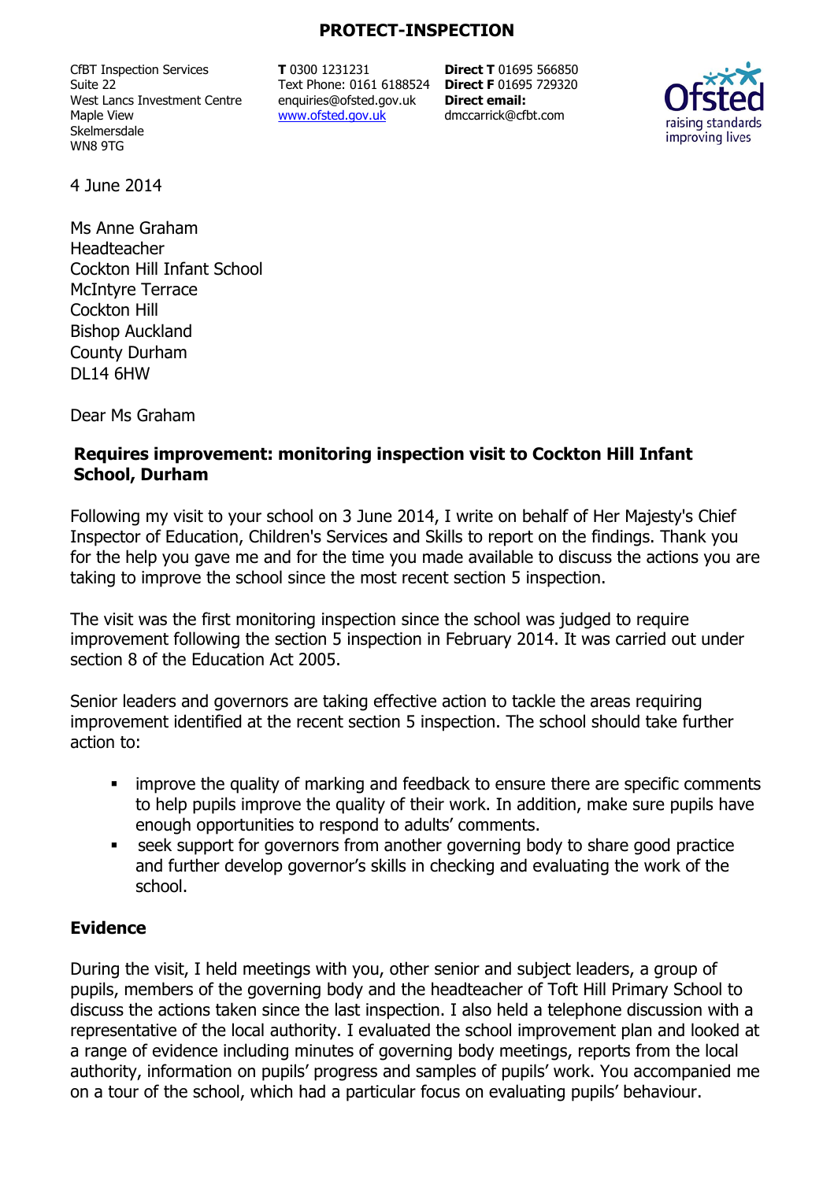**PROTECT-INSPECTION**

CfBT Inspection Services
Suite 22
West Lancs Investment Centre
Maple View
Skelmersdale
WN8 9TG

**T** 0300 1231231
Text Phone: 0161 6188524
enquiries@ofsted.gov.uk
www.ofsted.gov.uk

**Direct T** 01695 566850
**Direct F** 01695 729320
**Direct email:**
dmccarrick@cfbt.com

4 June 2014

Ms Anne Graham
Headteacher
Cockton Hill Infant School
McIntyre Terrace
Cockton Hill
Bishop Auckland
County Durham
DL14 6HW

Dear Ms Graham

**Requires improvement: monitoring inspection visit to Cockton Hill Infant School, Durham**

Following my visit to your school on 3 June 2014, I write on behalf of Her Majesty's Chief Inspector of Education, Children's Services and Skills to report on the findings. Thank you for the help you gave me and for the time you made available to discuss the actions you are taking to improve the school since the most recent section 5 inspection.

The visit was the first monitoring inspection since the school was judged to require improvement following the section 5 inspection in February 2014. It was carried out under section 8 of the Education Act 2005.

Senior leaders and governors are taking effective action to tackle the areas requiring improvement identified at the recent section 5 inspection. The school should take further action to:

- improve the quality of marking and feedback to ensure there are specific comments to help pupils improve the quality of their work. In addition, make sure pupils have enough opportunities to respond to adults' comments.
- seek support for governors from another governing body to share good practice and further develop governor's skills in checking and evaluating the work of the school.

## Evidence

During the visit, I held meetings with you, other senior and subject leaders, a group of pupils, members of the governing body and the headteacher of Toft Hill Primary School to discuss the actions taken since the last inspection. I also held a telephone discussion with a representative of the local authority. I evaluated the school improvement plan and looked at a range of evidence including minutes of governing body meetings, reports from the local authority, information on pupils' progress and samples of pupils' work. You accompanied me on a tour of the school, which had a particular focus on evaluating pupils' behaviour.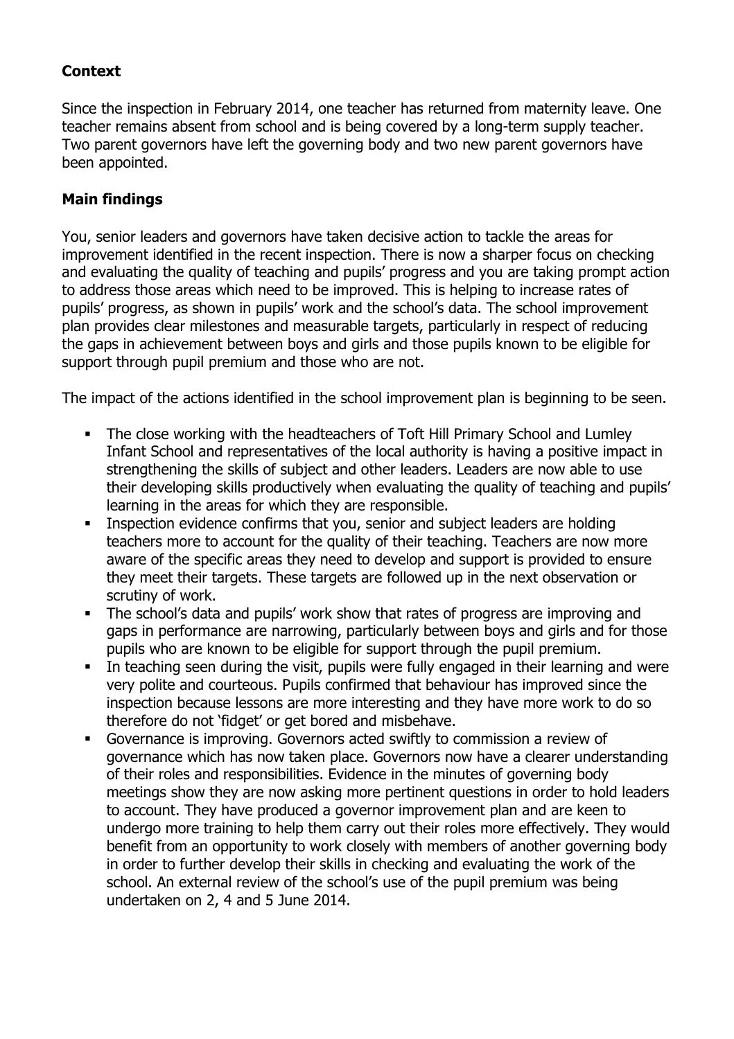## Context

Since the inspection in February 2014, one teacher has returned from maternity leave. One teacher remains absent from school and is being covered by a long-term supply teacher. Two parent governors have left the governing body and two new parent governors have been appointed.

## Main findings

You, senior leaders and governors have taken decisive action to tackle the areas for improvement identified in the recent inspection. There is now a sharper focus on checking and evaluating the quality of teaching and pupils' progress and you are taking prompt action to address those areas which need to be improved. This is helping to increase rates of pupils' progress, as shown in pupils' work and the school's data. The school improvement plan provides clear milestones and measurable targets, particularly in respect of reducing the gaps in achievement between boys and girls and those pupils known to be eligible for support through pupil premium and those who are not.

The impact of the actions identified in the school improvement plan is beginning to be seen.

- The close working with the headteachers of Toft Hill Primary School and Lumley Infant School and representatives of the local authority is having a positive impact in strengthening the skills of subject and other leaders. Leaders are now able to use their developing skills productively when evaluating the quality of teaching and pupils' learning in the areas for which they are responsible.
- Inspection evidence confirms that you, senior and subject leaders are holding teachers more to account for the quality of their teaching. Teachers are now more aware of the specific areas they need to develop and support is provided to ensure they meet their targets. These targets are followed up in the next observation or scrutiny of work.
- The school's data and pupils' work show that rates of progress are improving and gaps in performance are narrowing, particularly between boys and girls and for those pupils who are known to be eligible for support through the pupil premium.
- In teaching seen during the visit, pupils were fully engaged in their learning and were very polite and courteous. Pupils confirmed that behaviour has improved since the inspection because lessons are more interesting and they have more work to do so therefore do not 'fidget' or get bored and misbehave.
- Governance is improving. Governors acted swiftly to commission a review of governance which has now taken place. Governors now have a clearer understanding of their roles and responsibilities. Evidence in the minutes of governing body meetings show they are now asking more pertinent questions in order to hold leaders to account. They have produced a governor improvement plan and are keen to undergo more training to help them carry out their roles more effectively. They would benefit from an opportunity to work closely with members of another governing body in order to further develop their skills in checking and evaluating the work of the school. An external review of the school's use of the pupil premium was being undertaken on 2, 4 and 5 June 2014.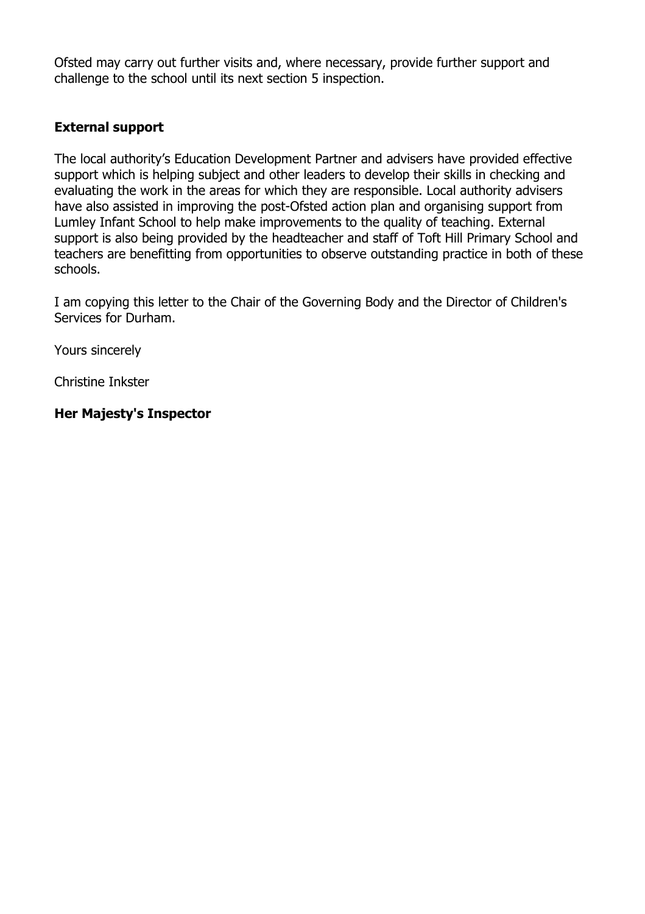Ofsted may carry out further visits and, where necessary, provide further support and challenge to the school until its next section 5 inspection.

**External support**

The local authority's Education Development Partner and advisers have provided effective support which is helping subject and other leaders to develop their skills in checking and evaluating the work in the areas for which they are responsible. Local authority advisers have also assisted in improving the post-Ofsted action plan and organising support from Lumley Infant School to help make improvements to the quality of teaching. External support is also being provided by the headteacher and staff of Toft Hill Primary School and teachers are benefitting from opportunities to observe outstanding practice in both of these schools.

I am copying this letter to the Chair of the Governing Body and the Director of Children's Services for Durham.

Yours sincerely

Christine Inkster

**Her Majesty's Inspector**